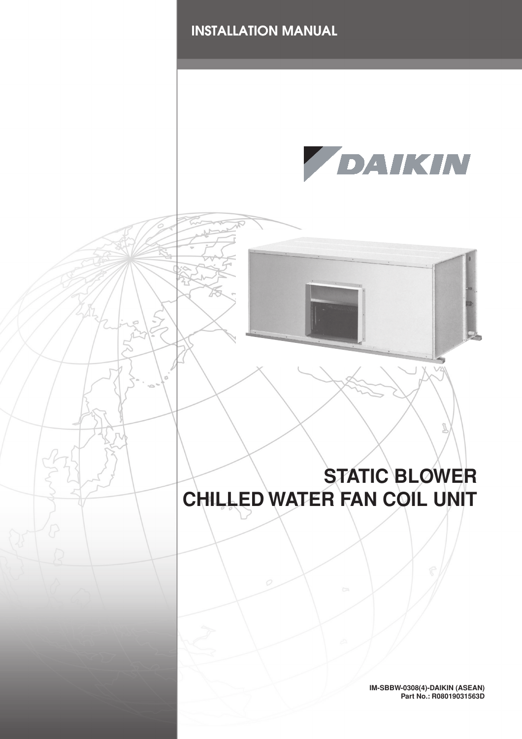INSTALLATION MANUAL

DAIKIN

# STATIC BLOWER CHILLED WATER FAN COIL UNIT

**IM-SBBW-0308(4)-DAIKIN (ASEAN)**
**Part No.: R08019031563D**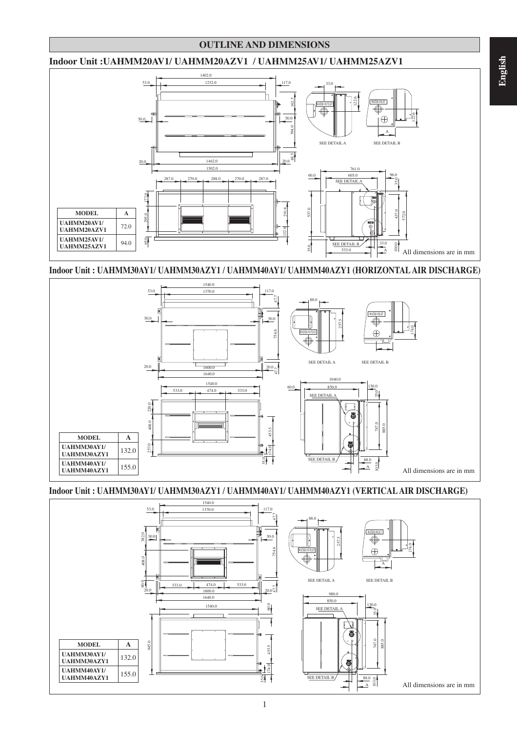## OUTLINE AND DIMENSIONS

### Indoor Unit :UAHMM20AV1/ UAHMM20AZV1 / UAHMM25AV1/ UAHMM25AZV1

| MODEL | A |
|---|---|
| UAHMM20AV1/ UAHMM20AZV1 | 72.0 |
| UAHMM25AV1/ UAHMM25AZV1 | 94.0 |

All dimensions are in mm

### Indoor Unit : UAHMM30AY1/ UAHMM30AZY1 / UAHMM40AY1/ UAHMM40AZY1 (HORIZONTAL AIR DISCHARGE)

| MODEL | A |
|---|---|
| UAHMM30AY1/ UAHMM30AZY1 | 132.0 |
| UAHMM40AY1/ UAHMM40AZY1 | 155.0 |

All dimensions are in mm

### Indoor Unit : UAHMM30AY1/ UAHMM30AZY1 / UAHMM40AY1/ UAHMM40AZY1 (VERTICAL AIR DISCHARGE)

| MODEL | A |
|---|---|
| UAHMM30AY1/ UAHMM30AZY1 | 132.0 |
| UAHMM40AY1/ UAHMM40AZY1 | 155.0 |

All dimensions are in mm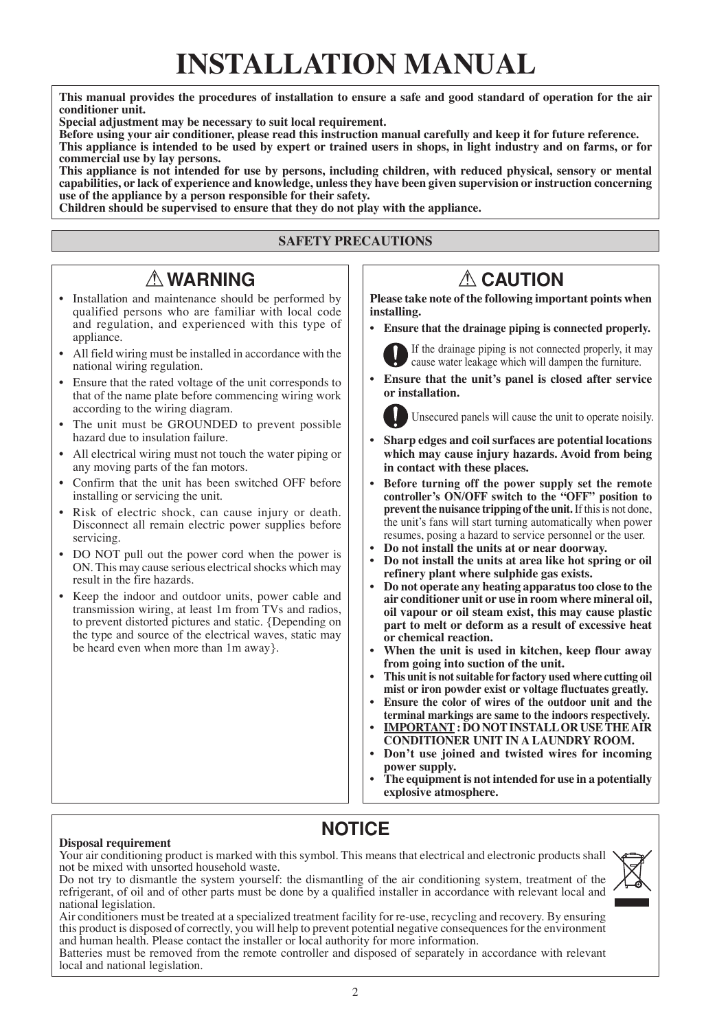# INSTALLATION MANUAL

**This manual provides the procedures of installation to ensure a safe and good standard of operation for the air conditioner unit.**
**Special adjustment may be necessary to suit local requirement.**
**Before using your air conditioner, please read this instruction manual carefully and keep it for future reference.**
**This appliance is intended to be used by expert or trained users in shops, in light industry and on farms, or for commercial use by lay persons.**
**This appliance is not intended for use by persons, including children, with reduced physical, sensory or mental capabilities, or lack of experience and knowledge, unless they have been given supervision or instruction concerning use of the appliance by a person responsible for their safety.**
**Children should be supervised to ensure that they do not play with the appliance.**

## SAFETY PRECAUTIONS

### ⚠ WARNING

- Installation and maintenance should be performed by qualified persons who are familiar with local code and regulation, and experienced with this type of appliance.
- All field wiring must be installed in accordance with the national wiring regulation.
- Ensure that the rated voltage of the unit corresponds to that of the name plate before commencing wiring work according to the wiring diagram.
- The unit must be GROUNDED to prevent possible hazard due to insulation failure.
- All electrical wiring must not touch the water piping or any moving parts of the fan motors.
- Confirm that the unit has been switched OFF before installing or servicing the unit.
- Risk of electric shock, can cause injury or death. Disconnect all remain electric power supplies before servicing.
- DO NOT pull out the power cord when the power is ON. This may cause serious electrical shocks which may result in the fire hazards.
- Keep the indoor and outdoor units, power cable and transmission wiring, at least 1m from TVs and radios, to prevent distorted pictures and static. {Depending on the type and source of the electrical waves, static may be heard even when more than 1m away}.

### ⚠ CAUTION

**Please take note of the following important points when installing.**

- **Ensure that the drainage piping is connected properly.**

  If the drainage piping is not connected properly, it may cause water leakage which will dampen the furniture.

- **Ensure that the unit's panel is closed after service or installation.**

  Unsecured panels will cause the unit to operate noisily.

- **Sharp edges and coil surfaces are potential locations which may cause injury hazards. Avoid from being in contact with these places.**
- **Before turning off the power supply set the remote controller's ON/OFF switch to the "OFF" position to prevent the nuisance tripping of the unit.** If this is not done, the unit's fans will start turning automatically when power resumes, posing a hazard to service personnel or the user.
- **Do not install the units at or near doorway.**
- **Do not install the units at area like hot spring or oil refinery plant where sulphide gas exists.**
- **Do not operate any heating apparatus too close to the air conditioner unit or use in room where mineral oil, oil vapour or oil steam exist, this may cause plastic part to melt or deform as a result of excessive heat or chemical reaction.**
- **When the unit is used in kitchen, keep flour away from going into suction of the unit.**
- **This unit is not suitable for factory used where cutting oil mist or iron powder exist or voltage fluctuates greatly.**
- **Ensure the color of wires of the outdoor unit and the terminal markings are same to the indoors respectively.**
- **<u>IMPORTANT</u> : DO NOT INSTALL OR USE THE AIR CONDITIONER UNIT IN A LAUNDRY ROOM.**
- **Don't use joined and twisted wires for incoming power supply.**
- **The equipment is not intended for use in a potentially explosive atmosphere.**

## NOTICE

**Disposal requirement**

Your air conditioning product is marked with this symbol. This means that electrical and electronic products shall not be mixed with unsorted household waste.

Do not try to dismantle the system yourself: the dismantling of the air conditioning system, treatment of the refrigerant, of oil and of other parts must be done by a qualified installer in accordance with relevant local and national legislation.

Air conditioners must be treated at a specialized treatment facility for re-use, recycling and recovery. By ensuring this product is disposed of correctly, you will help to prevent potential negative consequences for the environment and human health. Please contact the installer or local authority for more information.

Batteries must be removed from the remote controller and disposed of separately in accordance with relevant local and national legislation.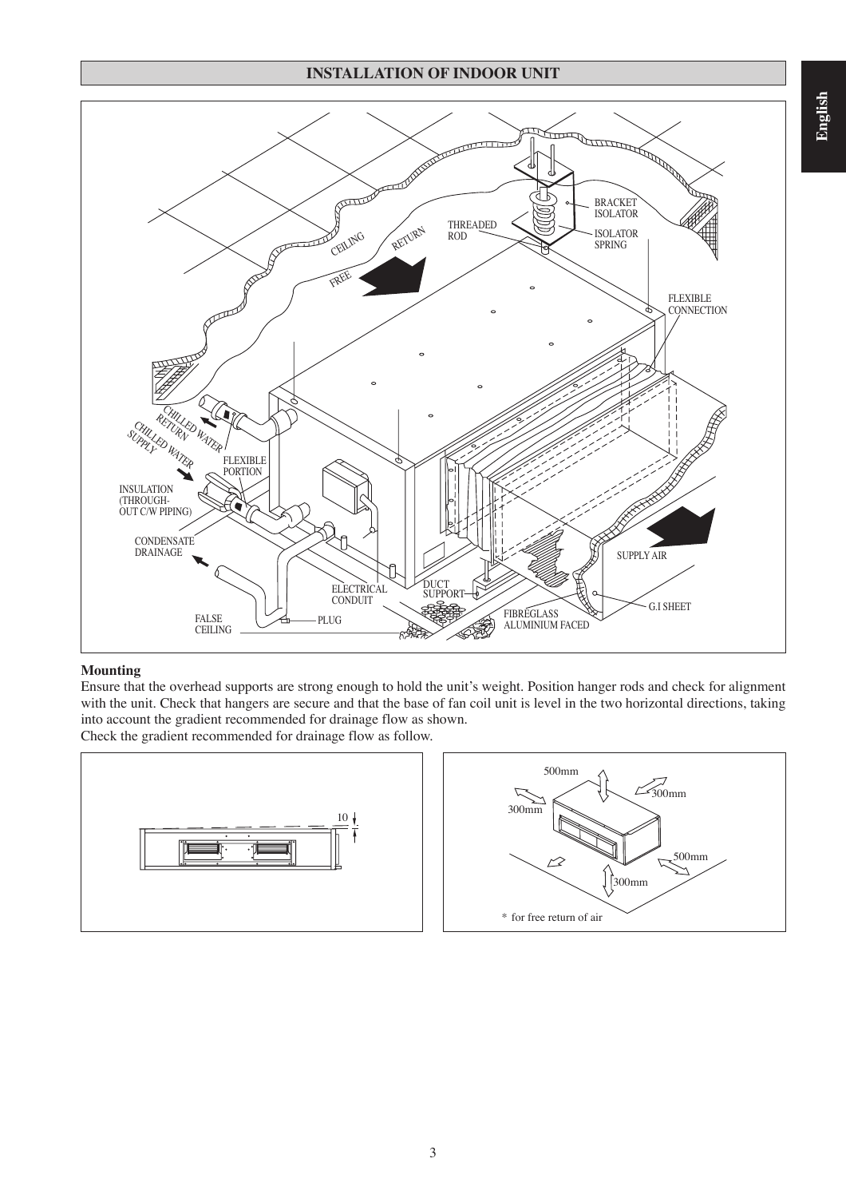## INSTALLATION OF INDOOR UNIT

**Mounting**

Ensure that the overhead supports are strong enough to hold the unit's weight. Position hanger rods and check for alignment with the unit. Check that hangers are secure and that the base of fan coil unit is level in the two horizontal directions, taking into account the gradient recommended for drainage flow as shown.

Check the gradient recommended for drainage flow as follow.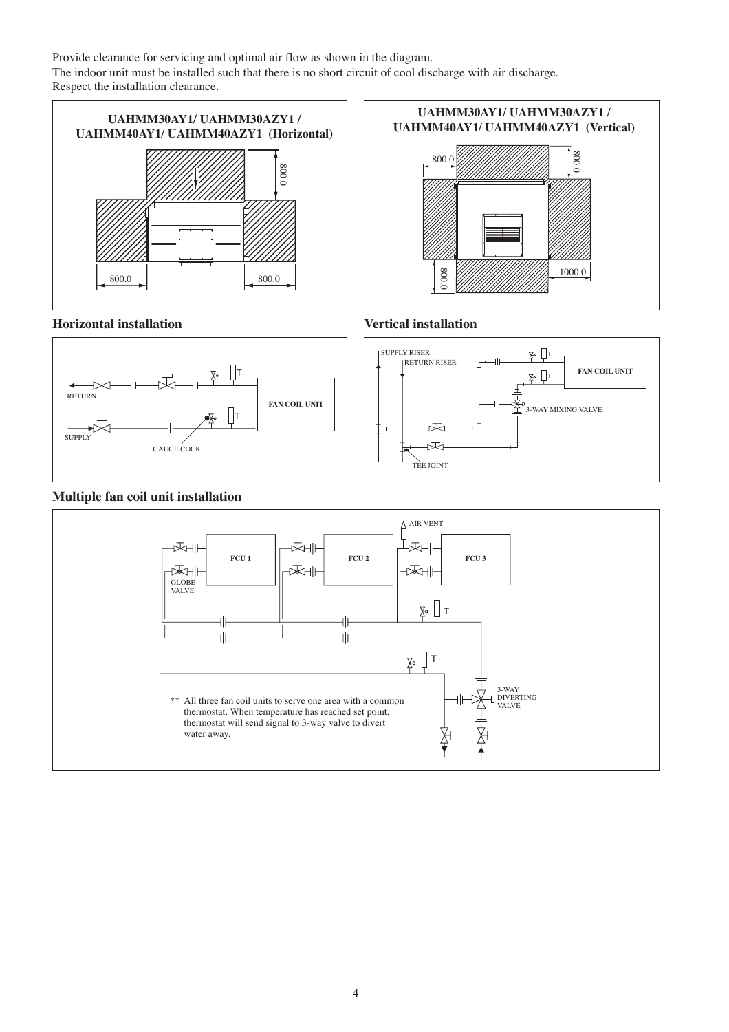Provide clearance for servicing and optimal air flow as shown in the diagram.
The indoor unit must be installed such that there is no short circuit of cool discharge with air discharge.
Respect the installation clearance.

**UAHMM30AY1/ UAHMM30AZY1 / UAHMM40AY1/ UAHMM40AZY1 (Horizontal)**

800.0 800.0 800.0

**UAHMM30AY1/ UAHMM30AZY1 / UAHMM40AY1/ UAHMM40AZY1 (Vertical)**

800.0 800.0 800.0 1000.0

### Horizontal installation

RETURN
SUPPLY
GAUGE COCK
FAN COIL UNIT

### Vertical installation

SUPPLY RISER
RETURN RISER
FAN COIL UNIT
3-WAY MIXING VALVE
TEE JOINT

### Multiple fan coil unit installation

AIR VENT
FCU 1
FCU 2
FCU 3
GLOBE VALVE
3-WAY DIVERTING VALVE

** All three fan coil units to serve one area with a common thermostat. When temperature has reached set point, thermostat will send signal to 3-way valve to divert water away.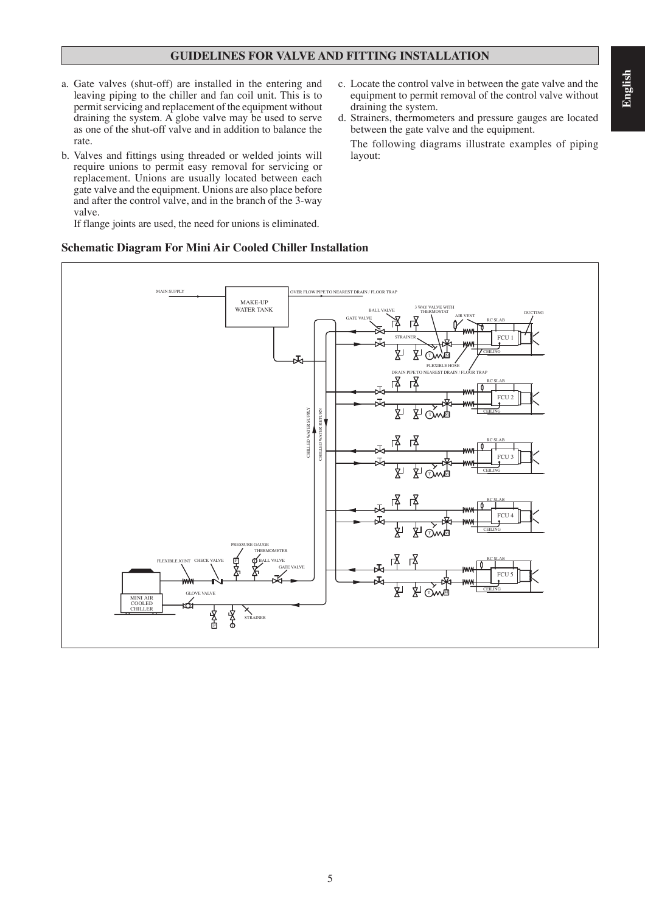## GUIDELINES FOR VALVE AND FITTING INSTALLATION

a. Gate valves (shut-off) are installed in the entering and leaving piping to the chiller and fan coil unit. This is to permit servicing and replacement of the equipment without draining the system. A globe valve may be used to serve as one of the shut-off valve and in addition to balance the rate.

b. Valves and fittings using threaded or welded joints will require unions to permit easy removal for servicing or replacement. Unions are usually located between each gate valve and the equipment. Unions are also place before and after the control valve, and in the branch of the 3-way valve.

   If flange joints are used, the need for unions is eliminated.

c. Locate the control valve in between the gate valve and the equipment to permit removal of the control valve without draining the system.

d. Strainers, thermometers and pressure gauges are located between the gate valve and the equipment.

   The following diagrams illustrate examples of piping layout:

### Schematic Diagram For Mini Air Cooled Chiller Installation

MAIN SUPPLY, MAKE-UP WATER TANK, OVER FLOW PIPE TO NEAREST DRAIN / FLOOR TRAP, BALL VALVE, 3 WAY VALVE WITH THERMOSTAT, GATE VALVE, AIR VENT, RC SLAB, DUCTING, STRAINER, FCU 1, CEILING, FLEXIBLE HOSE, DRAIN PIPE TO NEAREST DRAIN / FLOOR TRAP, FCU 2, FCU 3, FCU 4, FCU 5, CHILLED WATER SUPPLY, CHILLED WATER RETURN, PRESSURE GAUGE, THERMOMETER, FLEXIBLE JOINT, CHECK VALVE, MINI AIR COOLED CHILLER, GLOVE VALVE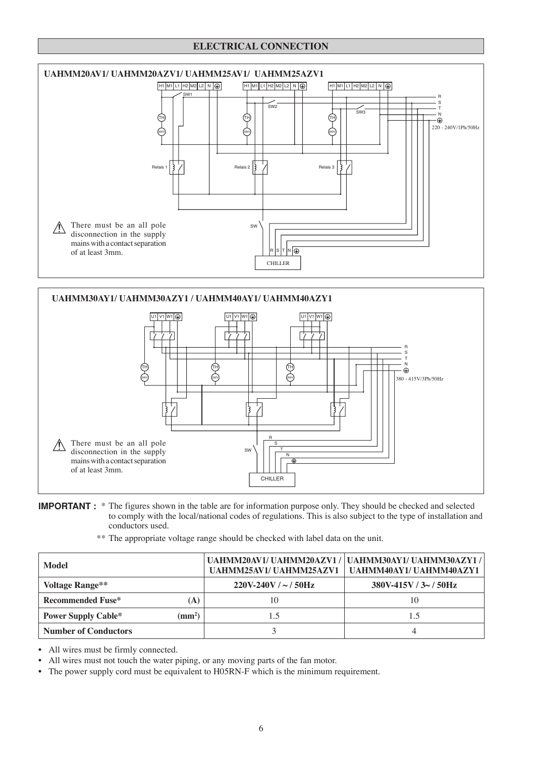## ELECTRICAL CONNECTION

### UAHMM20AV1/ UAHMM20AZV1/ UAHMM25AV1/ UAHMM25AZV1

H1 M1 L1 H2 M2 L2 N ⏚ | H1 M1 L1 H2 M2 L2 N ⏚ | H1 M1 L1 H2 M2 L2 N ⏚

SW1 SW2 SW3

TH SWV TH SWV TH SWV

R S T N ⏚ 220 - 240V/1Ph/50Hz

Relais 1 Relais 2 Relais 3

SW

R S T N ⏚

CHILLER

⚠ There must be an all pole disconnection in the supply mains with a contact separation of at least 3mm.

### UAHMM30AY1/ UAHMM30AZY1 / UAHMM40AY1/ UAHMM40AZY1

U1 V1 W1 ⏚ | U1 V1 W1 ⏚ | U1 V1 W1 ⏚

TH SWV TH SWV TH SWV

R S T N ⏚ 380 - 415V/3Ph/50Hz

SW

R S T N ⏚

CHILLER

⚠ There must be an all pole disconnection in the supply mains with a contact separation of at least 3mm.

**IMPORTANT :** * The figures shown in the table are for information purpose only. They should be checked and selected to comply with the local/national codes of regulations. This is also subject to the type of installation and conductors used.

** The appropriate voltage range should be checked with label data on the unit.

| Model | UAHMM20AV1/ UAHMM20AZV1 / UAHMM25AV1/ UAHMM25AZV1 | UAHMM30AY1/ UAHMM30AZY1 / UAHMM40AY1/ UAHMM40AZY1 |
|---|---|---|
| **Voltage Range**** | **220V-240V / ~ / 50Hz** | **380V-415V / 3~ / 50Hz** |
| **Recommended Fuse* (A)** | 10 | 10 |
| **Power Supply Cable* ($mm^2$)** | 1.5 | 1.5 |
| **Number of Conductors** | 3 | 4 |

- All wires must be firmly connected.
- All wires must not touch the water piping, or any moving parts of the fan motor.
- The power supply cord must be equivalent to H05RN-F which is the minimum requirement.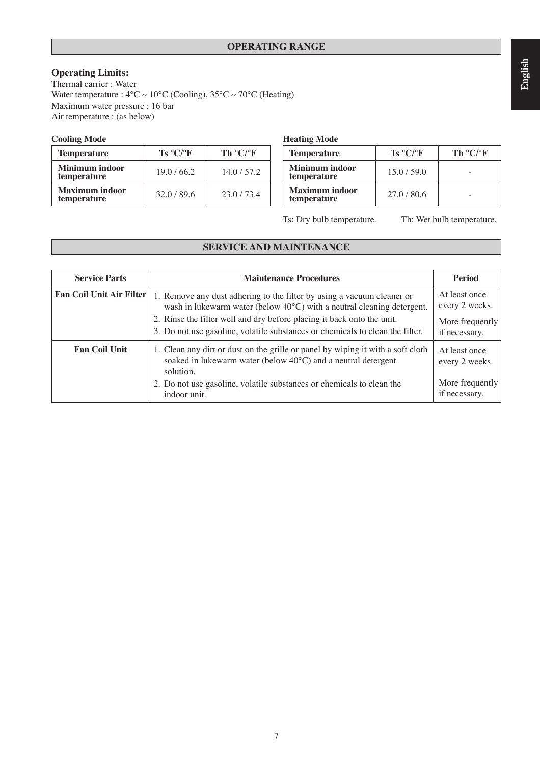## OPERATING RANGE

**Operating Limits:**
Thermal carrier : Water
Water temperature : 4°C ~ 10°C (Cooling), 35°C ~ 70°C (Heating)
Maximum water pressure : 16 bar
Air temperature : (as below)

**Cooling Mode**

| Temperature | Ts °C/°F | Th °C/°F |
| --- | --- | --- |
| **Minimum indoor temperature** | 19.0 / 66.2 | 14.0 / 57.2 |
| **Maximum indoor temperature** | 32.0 / 89.6 | 23.0 / 73.4 |

**Heating Mode**

| Temperature | Ts °C/°F | Th °C/°F |
| --- | --- | --- |
| **Minimum indoor temperature** | 15.0 / 59.0 | - |
| **Maximum indoor temperature** | 27.0 / 80.6 | - |

Ts: Dry bulb temperature. Th: Wet bulb temperature.

## SERVICE AND MAINTENANCE

| Service Parts | Maintenance Procedures | Period |
| --- | --- | --- |
| **Fan Coil Unit Air Filter** | 1. Remove any dust adhering to the filter by using a vacuum cleaner or wash in lukewarm water (below 40°C) with a neutral cleaning detergent.<br>2. Rinse the filter well and dry before placing it back onto the unit.<br>3. Do not use gasoline, volatile substances or chemicals to clean the filter. | At least once every 2 weeks.<br>More frequently if necessary. |
| **Fan Coil Unit** | 1. Clean any dirt or dust on the grille or panel by wiping it with a soft cloth soaked in lukewarm water (below 40°C) and a neutral detergent solution.<br>2. Do not use gasoline, volatile substances or chemicals to clean the indoor unit. | At least once every 2 weeks.<br>More frequently if necessary. |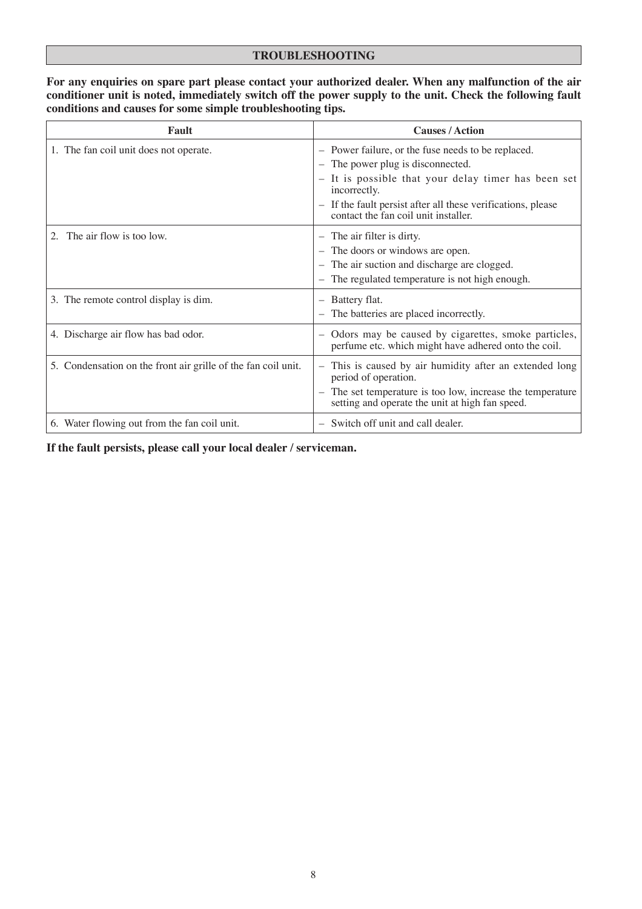## TROUBLESHOOTING

**For any enquiries on spare part please contact your authorized dealer. When any malfunction of the air conditioner unit is noted, immediately switch off the power supply to the unit. Check the following fault conditions and causes for some simple troubleshooting tips.**

| Fault | Causes / Action |
|---|---|
| 1. The fan coil unit does not operate. | – Power failure, or the fuse needs to be replaced.<br>– The power plug is disconnected.<br>– It is possible that your delay timer has been set incorrectly.<br>– If the fault persist after all these verifications, please contact the fan coil unit installer. |
| 2. The air flow is too low. | – The air filter is dirty.<br>– The doors or windows are open.<br>– The air suction and discharge are clogged.<br>– The regulated temperature is not high enough. |
| 3. The remote control display is dim. | – Battery flat.<br>– The batteries are placed incorrectly. |
| 4. Discharge air flow has bad odor. | – Odors may be caused by cigarettes, smoke particles, perfume etc. which might have adhered onto the coil. |
| 5. Condensation on the front air grille of the fan coil unit. | – This is caused by air humidity after an extended long period of operation.<br>– The set temperature is too low, increase the temperature setting and operate the unit at high fan speed. |
| 6. Water flowing out from the fan coil unit. | – Switch off unit and call dealer. |

**If the fault persists, please call your local dealer / serviceman.**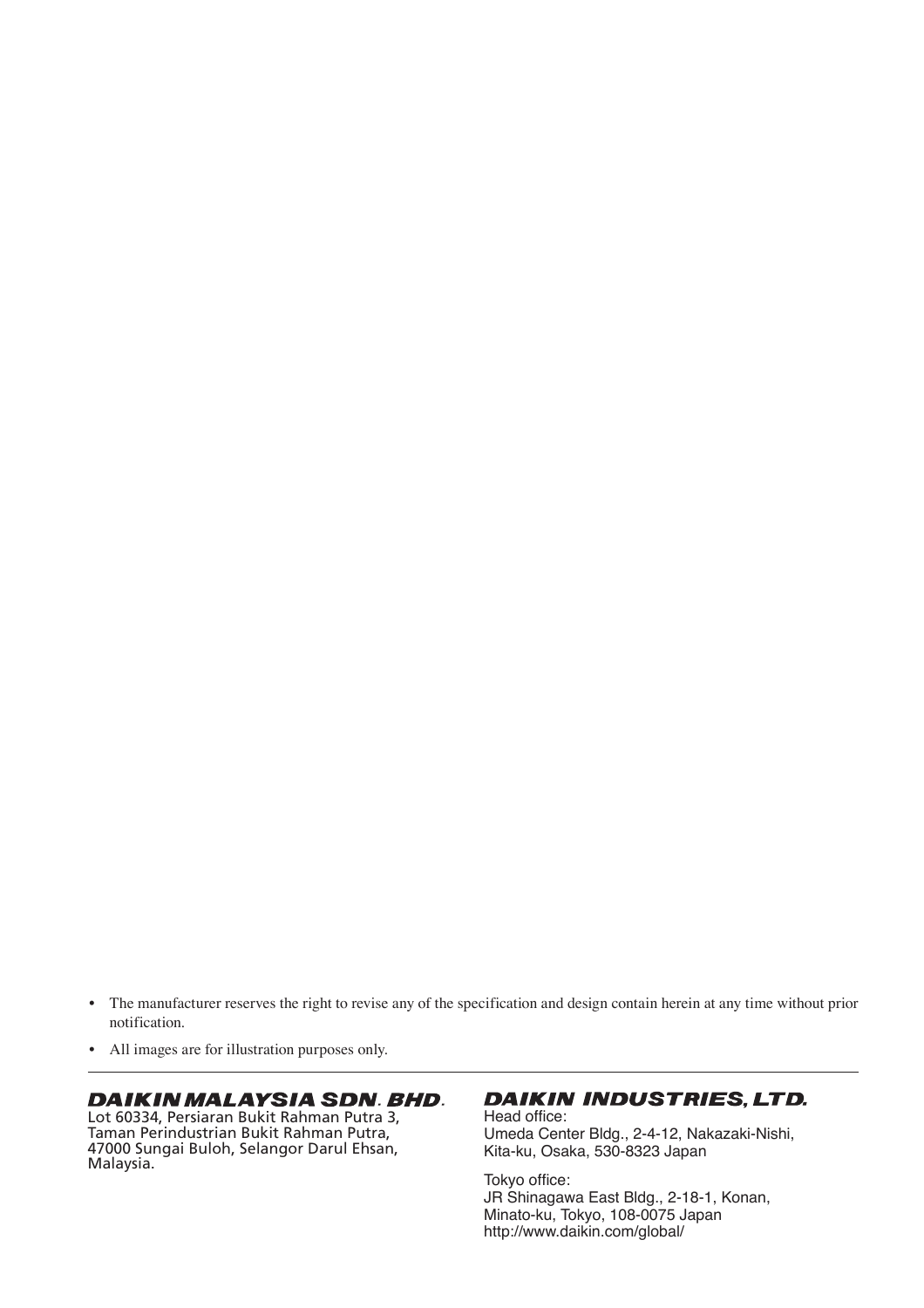- The manufacturer reserves the right to revise any of the specification and design contain herein at any time without prior notification.
- All images are for illustration purposes only.

---

**DAIKIN MALAYSIA SDN. BHD.**
Lot 60334, Persiaran Bukit Rahman Putra 3,
Taman Perindustrian Bukit Rahman Putra,
47000 Sungai Buloh, Selangor Darul Ehsan,
Malaysia.

**DAIKIN INDUSTRIES, LTD.**
Head office:
Umeda Center Bldg., 2-4-12, Nakazaki-Nishi,
Kita-ku, Osaka, 530-8323 Japan

Tokyo office:
JR Shinagawa East Bldg., 2-18-1, Konan,
Minato-ku, Tokyo, 108-0075 Japan
http://www.daikin.com/global/